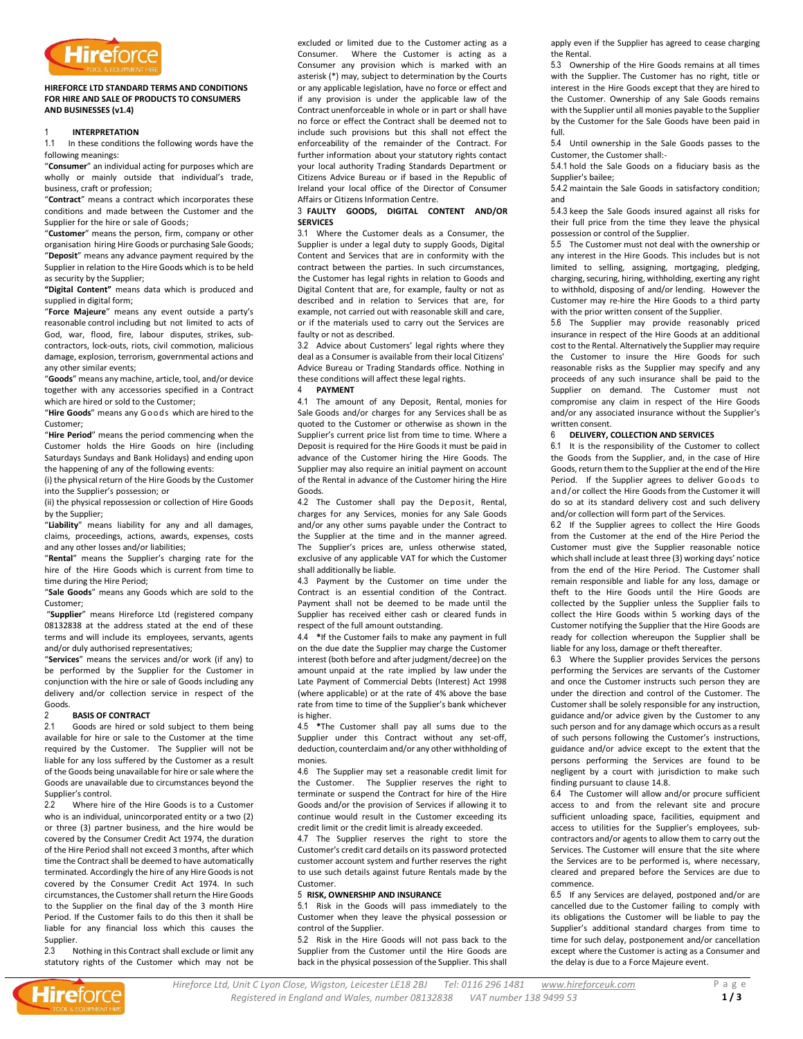**HIREFORCE LTD STANDARD TERMS AND CONDITIONS FOR HIRE AND SALE OF PRODUCTS TO CONSUMERS AND BUSINESSES (v1.4)**

## 1 INTERPRETATION

1.1 In these conditions the following words have the following meanings:

"**Consumer**" an individual acting for purposes which are wholly or mainly outside that individual's trade, business, craft or profession;

"**Contract**" means a contract which incorporates these conditions and made between the Customer and the Supplier for the hire or sale of Goods;

"**Customer**" means the person, firm, company or other organisation hiring Hire Goods or purchasing Sale Goods;

"**Deposit**" means any advance payment required by the Supplier in relation to the Hire Goods which is to be held as security by the Supplier;

**"Digital Content"** means data which is produced and supplied in digital form;

"**Force Majeure**" means any event outside a party's reasonable control including but not limited to acts of God, war, flood, fire, labour disputes, strikes, sub-contractors, lock-outs, riots, civil commotion, malicious damage, explosion, terrorism, governmental actions and any other similar events;

"**Goods**" means any machine, article, tool, and/or device together with any accessories specified in a Contract which are hired or sold to the Customer;

"**Hire Goods**" means any Goods which are hired to the Customer;

"**Hire Period**" means the period commencing when the Customer holds the Hire Goods on hire (including Saturdays Sundays and Bank Holidays) and ending upon the happening of any of the following events:

(i) the physical return of the Hire Goods by the Customer into the Supplier's possession; or

(ii) the physical repossession or collection of Hire Goods by the Supplier;

"**Liability**" means liability for any and all damages, claims, proceedings, actions, awards, expenses, costs and any other losses and/or liabilities;

"**Rental**" means the Supplier's charging rate for the hire of the Hire Goods which is current from time to time during the Hire Period;

"**Sale Goods**" means any Goods which are sold to the Customer;

"**Supplier**" means Hireforce Ltd (registered company 08132838 at the address stated at the end of these terms and will include its employees, servants, agents and/or duly authorised representatives;

"**Services**" means the services and/or work (if any) to be performed by the Supplier for the Customer in conjunction with the hire or sale of Goods including any delivery and/or collection service in respect of the Goods.

## 2 BASIS OF CONTRACT

2.1 Goods are hired or sold subject to them being available for hire or sale to the Customer at the time required by the Customer. The Supplier will not be liable for any loss suffered by the Customer as a result of the Goods being unavailable for hire or sale where the Goods are unavailable due to circumstances beyond the Supplier's control.

2.2 Where hire of the Hire Goods is to a Customer who is an individual, unincorporated entity or a two (2) or three (3) partner business, and the hire would be covered by the Consumer Credit Act 1974, the duration of the Hire Period shall not exceed 3 months, after which time the Contract shall be deemed to have automatically terminated. Accordingly the hire of any Hire Goods is not covered by the Consumer Credit Act 1974. In such circumstances, the Customer shall return the Hire Goods to the Supplier on the final day of the 3 month Hire Period. If the Customer fails to do this then it shall be liable for any financial loss which this causes the Supplier.

2.3 Nothing in this Contract shall exclude or limit any statutory rights of the Customer which may not be excluded or limited due to the Customer acting as a Consumer. Where the Customer is acting as a Consumer any provision which is marked with an asterisk (*) may, subject to determination by the Courts or any applicable legislation, have no force or effect and if any provision is under the applicable law of the Contract unenforceable in whole or in part or shall have no force or effect the Contract shall be deemed not to include such provisions but this shall not effect the enforceability of the remainder of the Contract. For further information about your statutory rights contact your local authority Trading Standards Department or Citizens Advice Bureau or if based in the Republic of Ireland your local office of the Director of Consumer Affairs or Citizens Information Centre.

## 3 FAULTY GOODS, DIGITAL CONTENT AND/OR SERVICES

3.1 Where the Customer deals as a Consumer, the Supplier is under a legal duty to supply Goods, Digital Content and Services that are in conformity with the contract between the parties. In such circumstances, the Customer has legal rights in relation to Goods and Digital Content that are, for example, faulty or not as described and in relation to Services that are, for example, not carried out with reasonable skill and care, or if the materials used to carry out the Services are faulty or not as described.

3.2 Advice about Customers' legal rights where they deal as a Consumer is available from their local Citizens' Advice Bureau or Trading Standards office. Nothing in these conditions will affect these legal rights.

## 4 PAYMENT

4.1 The amount of any Deposit, Rental, monies for Sale Goods and/or charges for any Services shall be as quoted to the Customer or otherwise as shown in the Supplier's current price list from time to time. Where a Deposit is required for the Hire Goods it must be paid in advance of the Customer hiring the Hire Goods. The Supplier may also require an initial payment on account of the Rental in advance of the Customer hiring the Hire Goods.

4.2 The Customer shall pay the Deposit, Rental, charges for any Services, monies for any Sale Goods and/or any other sums payable under the Contract to the Supplier at the time and in the manner agreed. The Supplier's prices are, unless otherwise stated, exclusive of any applicable VAT for which the Customer shall additionally be liable.

4.3 Payment by the Customer on time under the Contract is an essential condition of the Contract. Payment shall not be deemed to be made until the Supplier has received either cash or cleared funds in respect of the full amount outstanding.

4.4 ***If** the Customer fails to make any payment in full on the due date the Supplier may charge the Customer interest (both before and after judgment/decree) on the amount unpaid at the rate implied by law under the Late Payment of Commercial Debts (Interest) Act 1998 (where applicable) or at the rate of 4% above the base rate from time to time of the Supplier's bank whichever is higher.

4.5 ***The** Customer shall pay all sums due to the Supplier under this Contract without any set-off, deduction, counterclaim and/or any other withholding of monies.

4.6 The Supplier may set a reasonable credit limit for the Customer. The Supplier reserves the right to terminate or suspend the Contract for hire of the Hire Goods and/or the provision of Services if allowing it to continue would result in the Customer exceeding its credit limit or the credit limit is already exceeded.

4.7 The Supplier reserves the right to store the Customer's credit card details on its password protected customer account system and further reserves the right to use such details against future Rentals made by the Customer.

## 5 RISK, OWNERSHIP AND INSURANCE

5.1 Risk in the Goods will pass immediately to the Customer when they leave the physical possession or control of the Supplier.

5.2 Risk in the Hire Goods will not pass back to the Supplier from the Customer until the Hire Goods are back in the physical possession of the Supplier. This shall apply even if the Supplier has agreed to cease charging the Rental.

5.3 Ownership of the Hire Goods remains at all times with the Supplier. The Customer has no right, title or interest in the Hire Goods except that they are hired to the Customer. Ownership of any Sale Goods remains with the Supplier until all monies payable to the Supplier by the Customer for the Sale Goods have been paid in full.

5.4 Until ownership in the Sale Goods passes to the Customer, the Customer shall:-

5.4.1 hold the Sale Goods on a fiduciary basis as the Supplier's bailee;

5.4.2 maintain the Sale Goods in satisfactory condition; and

5.4.3 keep the Sale Goods insured against all risks for their full price from the time they leave the physical possession or control of the Supplier.

5.5 The Customer must not deal with the ownership or any interest in the Hire Goods. This includes but is not limited to selling, assigning, mortgaging, pledging, charging, securing, hiring, withholding, exerting any right to withhold, disposing of and/or lending. However the Customer may re-hire the Hire Goods to a third party with the prior written consent of the Supplier.

5.6 The Supplier may provide reasonably priced insurance in respect of the Hire Goods at an additional cost to the Rental. Alternatively the Supplier may require the Customer to insure the Hire Goods for such reasonable risks as the Supplier may specify and any proceeds of any such insurance shall be paid to the Supplier on demand. The Customer must not compromise any claim in respect of the Hire Goods and/or any associated insurance without the Supplier's written consent.

## 6 DELIVERY, COLLECTION AND SERVICES

6.1 It is the responsibility of the Customer to collect the Goods from the Supplier, and, in the case of Hire Goods, return them to the Supplier at the end of the Hire Period. If the Supplier agrees to deliver Goods to and/or collect the Hire Goods from the Customer it will do so at its standard delivery cost and such delivery and/or collection will form part of the Services.

6.2 If the Supplier agrees to collect the Hire Goods from the Customer at the end of the Hire Period the Customer must give the Supplier reasonable notice which shall include at least three (3) working days' notice from the end of the Hire Period. The Customer shall remain responsible and liable for any loss, damage or theft to the Hire Goods until the Hire Goods are collected by the Supplier unless the Supplier fails to collect the Hire Goods within 5 working days of the Customer notifying the Supplier that the Hire Goods are ready for collection whereupon the Supplier shall be liable for any loss, damage or theft thereafter.

6.3 Where the Supplier provides Services the persons performing the Services are servants of the Customer and once the Customer instructs such person they are under the direction and control of the Customer. The Customer shall be solely responsible for any instruction, guidance and/or advice given by the Customer to any such person and for any damage which occurs as a result of such persons following the Customer's instructions, guidance and/or advice except to the extent that the persons performing the Services are found to be negligent by a court with jurisdiction to make such finding pursuant to clause 14.8.

6.4 The Customer will allow and/or procure sufficient access to and from the relevant site and procure sufficient unloading space, facilities, equipment and access to utilities for the Supplier's employees, sub-contractors and/or agents to allow them to carry out the Services. The Customer will ensure that the site where the Services are to be performed is, where necessary, cleared and prepared before the Services are due to commence.

6.5 If any Services are delayed, postponed and/or are cancelled due to the Customer failing to comply with its obligations the Customer will be liable to pay the Supplier's additional standard charges from time to time for such delay, postponement and/or cancellation except where the Customer is acting as a Consumer and the delay is due to a Force Majeure event.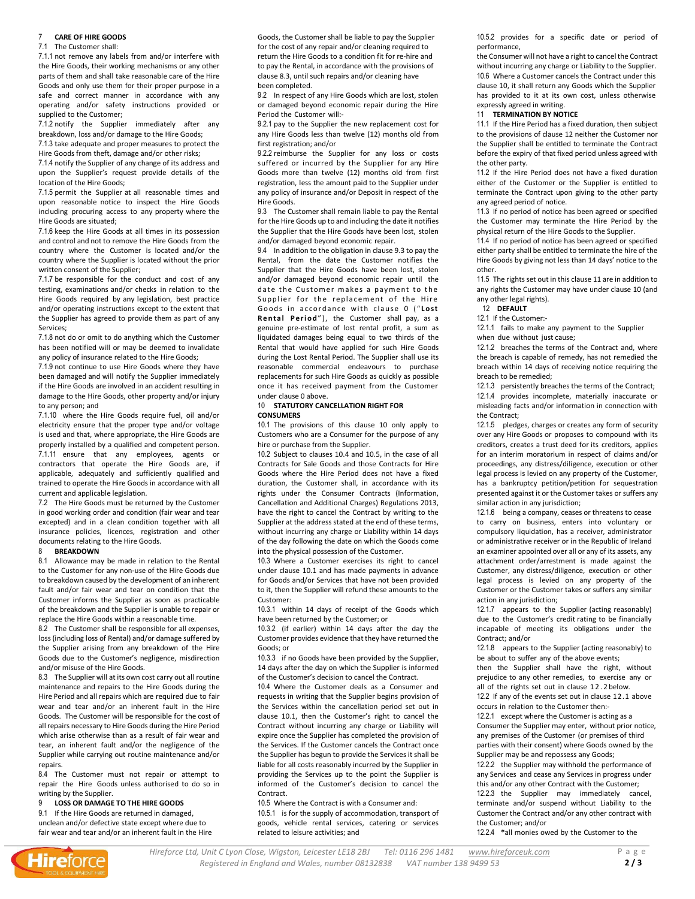## 7 CARE OF HIRE GOODS

7.1 The Customer shall:

7.1.1 not remove any labels from and/or interfere with the Hire Goods, their working mechanisms or any other parts of them and shall take reasonable care of the Hire Goods and only use them for their proper purpose in a safe and correct manner in accordance with any operating and/or safety instructions provided or supplied to the Customer;

7.1.2 notify the Supplier immediately after any breakdown, loss and/or damage to the Hire Goods;

7.1.3 take adequate and proper measures to protect the Hire Goods from theft, damage and/or other risks;

7.1.4 notify the Supplier of any change of its address and upon the Supplier's request provide details of the location of the Hire Goods;

7.1.5 permit the Supplier at all reasonable times and upon reasonable notice to inspect the Hire Goods including procuring access to any property where the Hire Goods are situated;

7.1.6 keep the Hire Goods at all times in its possession and control and not to remove the Hire Goods from the country where the Customer is located and/or the country where the Supplier is located without the prior written consent of the Supplier;

7.1.7 be responsible for the conduct and cost of any testing, examinations and/or checks in relation to the Hire Goods required by any legislation, best practice and/or operating instructions except to the extent that the Supplier has agreed to provide them as part of any Services;

7.1.8 not do or omit to do anything which the Customer has been notified will or may be deemed to invalidate any policy of insurance related to the Hire Goods;

7.1.9 not continue to use Hire Goods where they have been damaged and will notify the Supplier immediately if the Hire Goods are involved in an accident resulting in damage to the Hire Goods, other property and/or injury to any person; and

7.1.10 where the Hire Goods require fuel, oil and/or electricity ensure that the proper type and/or voltage is used and that, where appropriate, the Hire Goods are properly installed by a qualified and competent person.

7.1.11 ensure that any employees, agents or contractors that operate the Hire Goods are, if applicable, adequately and sufficiently qualified and trained to operate the Hire Goods in accordance with all current and applicable legislation.

7.2 The Hire Goods must be returned by the Customer in good working order and condition (fair wear and tear excepted) and in a clean condition together with all insurance policies, licences, registration and other documents relating to the Hire Goods.

## 8 BREAKDOWN

8.1 Allowance may be made in relation to the Rental to the Customer for any non-use of the Hire Goods due to breakdown caused by the development of an inherent fault and/or fair wear and tear on condition that the Customer informs the Supplier as soon as practicable of the breakdown and the Supplier is unable to repair or replace the Hire Goods within a reasonable time.

8.2 The Customer shall be responsible for all expenses, loss (including loss of Rental) and/or damage suffered by the Supplier arising from any breakdown of the Hire Goods due to the Customer's negligence, misdirection and/or misuse of the Hire Goods.

8.3 The Supplier will at its own cost carry out all routine maintenance and repairs to the Hire Goods during the Hire Period and all repairs which are required due to fair wear and tear and/or an inherent fault in the Hire Goods. The Customer will be responsible for the cost of all repairs necessary to Hire Goods during the Hire Period which arise otherwise than as a result of fair wear and tear, an inherent fault and/or the negligence of the Supplier while carrying out routine maintenance and/or repairs.

8.4 The Customer must not repair or attempt to repair the Hire Goods unless authorised to do so in writing by the Supplier.

## 9 LOSS OR DAMAGE TO THE HIRE GOODS

9.1 If the Hire Goods are returned in damaged, unclean and/or defective state except where due to fair wear and tear and/or an inherent fault in the Hire Goods, the Customer shall be liable to pay the Supplier for the cost of any repair and/or cleaning required to return the Hire Goods to a condition fit for re-hire and to pay the Rental, in accordance with the provisions of clause 8.3, until such repairs and/or cleaning have been completed.

9.2 In respect of any Hire Goods which are lost, stolen or damaged beyond economic repair during the Hire Period the Customer will:-

9.2.1 pay to the Supplier the new replacement cost for any Hire Goods less than twelve (12) months old from first registration; and/or

9.2.2 reimburse the Supplier for any loss or costs suffered or incurred by the Supplier for any Hire Goods more than twelve (12) months old from first registration, less the amount paid to the Supplier under any policy of insurance and/or Deposit in respect of the Hire Goods.

9.3 The Customer shall remain liable to pay the Rental for the Hire Goods up to and including the date it notifies the Supplier that the Hire Goods have been lost, stolen and/or damaged beyond economic repair.

9.4 In addition to the obligation in clause 9.3 to pay the Rental, from the date the Customer notifies the Supplier that the Hire Goods have been lost, stolen and/or damaged beyond economic repair until the date the Customer makes a payment to the Supplier for the replacement of the Hire Goods in accordance with clause 0 ("**Lost Rental Period**"), the Customer shall pay, as a genuine pre-estimate of lost rental profit, a sum as liquidated damages being equal to two thirds of the Rental that would have applied for such Hire Goods during the Lost Rental Period. The Supplier shall use its reasonable commercial endeavours to purchase replacements for such Hire Goods as quickly as possible once it has received payment from the Customer under clause 0 above.

## 10 STATUTORY CANCELLATION RIGHT FOR CONSUMERS

10.1 The provisions of this clause 10 only apply to Customers who are a Consumer for the purpose of any hire or purchase from the Supplier.

10.2 Subject to clauses 10.4 and 10.5, in the case of all Contracts for Sale Goods and those Contracts for Hire Goods where the Hire Period does not have a fixed duration, the Customer shall, in accordance with its rights under the Consumer Contracts (Information, Cancellation and Additional Charges) Regulations 2013, have the right to cancel the Contract by writing to the Supplier at the address stated at the end of these terms, without incurring any charge or Liability within 14 days of the day following the date on which the Goods come into the physical possession of the Customer.

10.3 Where a Customer exercises its right to cancel under clause 10.1 and has made payments in advance for Goods and/or Services that have not been provided to it, then the Supplier will refund these amounts to the Customer:

10.3.1 within 14 days of receipt of the Goods which have been returned by the Customer; or

10.3.2 (if earlier) within 14 days after the day the Customer provides evidence that they have returned the Goods; or

10.3.3 if no Goods have been provided by the Supplier, 14 days after the day on which the Supplier is informed of the Customer's decision to cancel the Contract.

10.4 Where the Customer deals as a Consumer and requests in writing that the Supplier begins provision of the Services within the cancellation period set out in clause 10.1, then the Customer's right to cancel the Contract without incurring any charge or Liability will expire once the Supplier has completed the provision of the Services. If the Customer cancels the Contract once the Supplier has begun to provide the Services it shall be liable for all costs reasonably incurred by the Supplier in providing the Services up to the point the Supplier is informed of the Customer's decision to cancel the Contract.

10.5 Where the Contract is with a Consumer and:

10.5.1 is for the supply of accommodation, transport of goods, vehicle rental services, catering or services related to leisure activities; and

10.5.2 provides for a specific date or period of performance,

the Consumer will not have a right to cancel the Contract without incurring any charge or Liability to the Supplier.

10.6 Where a Customer cancels the Contract under this clause 10, it shall return any Goods which the Supplier has provided to it at its own cost, unless otherwise expressly agreed in writing.

## 11 TERMINATION BY NOTICE

11.1 If the Hire Period has a fixed duration, then subject to the provisions of clause 12 neither the Customer nor the Supplier shall be entitled to terminate the Contract before the expiry of that fixed period unless agreed with the other party.

11.2 If the Hire Period does not have a fixed duration either of the Customer or the Supplier is entitled to terminate the Contract upon giving to the other party any agreed period of notice.

11.3 If no period of notice has been agreed or specified the Customer may terminate the Hire Period by the physical return of the Hire Goods to the Supplier.

11.4 If no period of notice has been agreed or specified either party shall be entitled to terminate the hire of the Hire Goods by giving not less than 14 days' notice to the other.

11.5 The rights set out in this clause 11 are in addition to any rights the Customer may have under clause 10 (and any other legal rights).

## 12 DEFAULT

12.1 If the Customer:-

12.1.1 fails to make any payment to the Supplier when due without just cause;

12.1.2 breaches the terms of the Contract and, where the breach is capable of remedy, has not remedied the breach within 14 days of receiving notice requiring the breach to be remedied;

12.1.3 persistently breaches the terms of the Contract;

12.1.4 provides incomplete, materially inaccurate or misleading facts and/or information in connection with the Contract;

12.1.5 pledges, charges or creates any form of security over any Hire Goods or proposes to compound with its creditors, creates a trust deed for its creditors, applies for an interim moratorium in respect of claims and/or proceedings, any distress/diligence, execution or other legal process is levied on any property of the Customer, has a bankruptcy petition/petition for sequestration presented against it or the Customer takes or suffers any similar action in any jurisdiction;

12.1.6 being a company, ceases or threatens to cease to carry on business, enters into voluntary or compulsory liquidation, has a receiver, administrator or administrative receiver or in the Republic of Ireland an examiner appointed over all or any of its assets, any attachment order/arrestment is made against the Customer, any distress/diligence, execution or other legal process is levied on any property of the Customer or the Customer takes or suffers any similar action in any jurisdiction;

12.1.7 appears to the Supplier (acting reasonably) due to the Customer's credit rating to be financially incapable of meeting its obligations under the Contract; and/or

12.1.8 appears to the Supplier (acting reasonably) to be about to suffer any of the above events;

then the Supplier shall have the right, without prejudice to any other remedies, to exercise any or all of the rights set out in clause 12.2 below.

12.2 If any of the events set out in clause 12.1 above occurs in relation to the Customer then:-

12.2.1 except where the Customer is acting as a Consumer the Supplier may enter, without prior notice, any premises of the Customer (or premises of third parties with their consent) where Goods owned by the Supplier may be and repossess any Goods;

12.2.2 the Supplier may withhold the performance of any Services and cease any Services in progress under this and/or any other Contract with the Customer;

12.2.3 the Supplier may immediately cancel, terminate and/or suspend without Liability to the Customer the Contract and/or any other contract with the Customer; and/or

12.2.4 *all monies owed by the Customer to the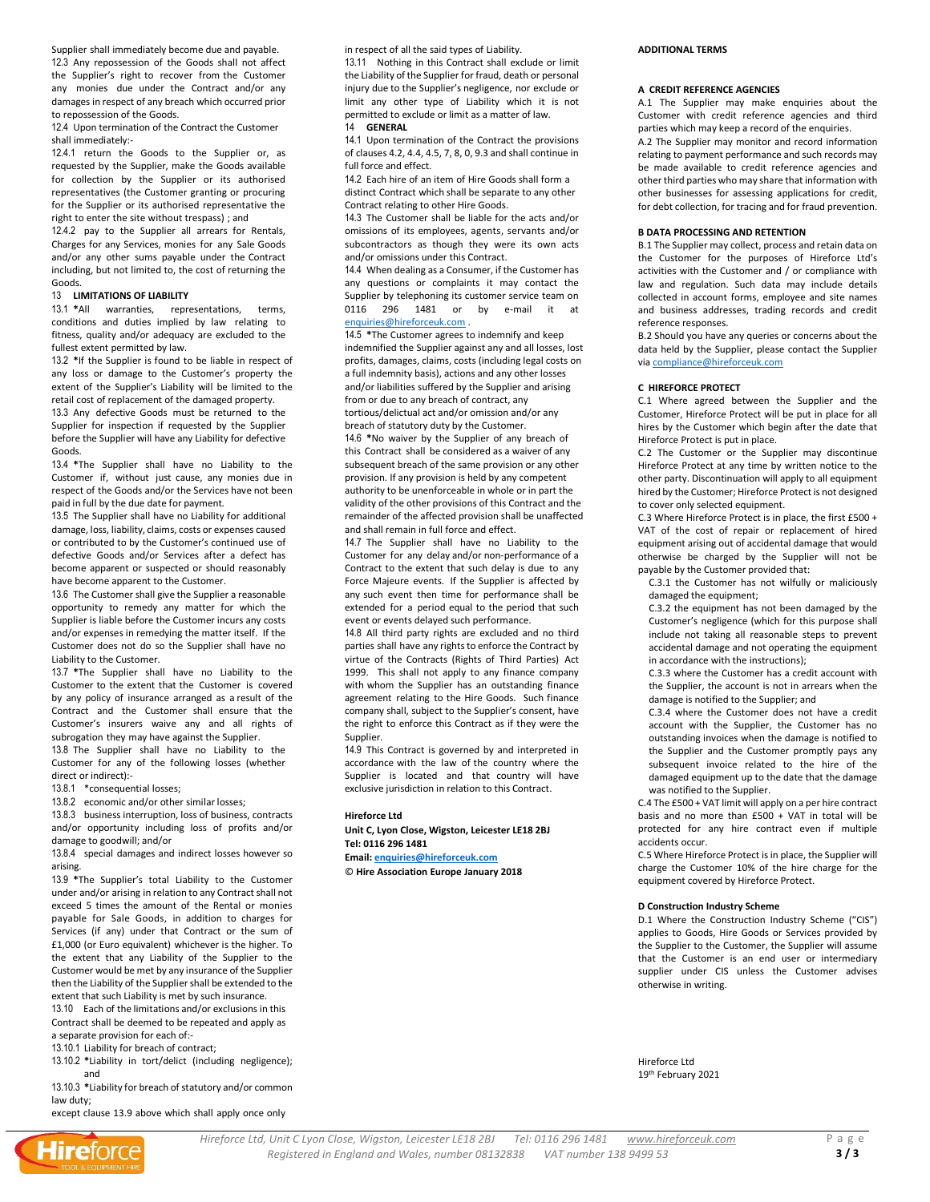Supplier shall immediately become due and payable.

12.3 Any repossession of the Goods shall not affect the Supplier's right to recover from the Customer any monies due under the Contract and/or any damages in respect of any breach which occurred prior to repossession of the Goods.

12.4 Upon termination of the Contract the Customer shall immediately:-

12.4.1 return the Goods to the Supplier or, as requested by the Supplier, make the Goods available for collection by the Supplier or its authorised representatives (the Customer granting or procuring for the Supplier or its authorised representative the right to enter the site without trespass) ; and

12.4.2 pay to the Supplier all arrears for Rentals, Charges for any Services, monies for any Sale Goods and/or any other sums payable under the Contract including, but not limited to, the cost of returning the Goods.

13 **LIMITATIONS OF LIABILITY**

13.1 *All warranties, representations, terms, conditions and duties implied by law relating to fitness, quality and/or adequacy are excluded to the fullest extent permitted by law.

13.2 *If the Supplier is found to be liable in respect of any loss or damage to the Customer's property the extent of the Supplier's Liability will be limited to the retail cost of replacement of the damaged property.

13.3 Any defective Goods must be returned to the Supplier for inspection if requested by the Supplier before the Supplier will have any Liability for defective Goods.

13.4 *The Supplier shall have no Liability to the Customer if, without just cause, any monies due in respect of the Goods and/or the Services have not been paid in full by the due date for payment.

13.5 The Supplier shall have no Liability for additional damage, loss, liability, claims, costs or expenses caused or contributed to by the Customer's continued use of defective Goods and/or Services after a defect has become apparent or suspected or should reasonably have become apparent to the Customer.

13.6 The Customer shall give the Supplier a reasonable opportunity to remedy any matter for which the Supplier is liable before the Customer incurs any costs and/or expenses in remedying the matter itself. If the Customer does not do so the Supplier shall have no Liability to the Customer.

13.7 *The Supplier shall have no Liability to the Customer to the extent that the Customer is covered by any policy of insurance arranged as a result of the Contract and the Customer shall ensure that the Customer's insurers waive any and all rights of subrogation they may have against the Supplier.

13.8 The Supplier shall have no Liability to the Customer for any of the following losses (whether direct or indirect):-

13.8.1 *consequential losses;

13.8.2 economic and/or other similar losses;

13.8.3 business interruption, loss of business, contracts and/or opportunity including loss of profits and/or damage to goodwill; and/or

13.8.4 special damages and indirect losses however so arising.

13.9 *The Supplier's total Liability to the Customer under and/or arising in relation to any Contract shall not exceed 5 times the amount of the Rental or monies payable for Sale Goods, in addition to charges for Services (if any) under that Contract or the sum of £1,000 (or Euro equivalent) whichever is the higher. To the extent that any Liability of the Supplier to the Customer would be met by any insurance of the Supplier then the Liability of the Supplier shall be extended to the extent that such Liability is met by such insurance.

13.10 Each of the limitations and/or exclusions in this Contract shall be deemed to be repeated and apply as a separate provision for each of:-

13.10.1 Liability for breach of contract;

13.10.2 *Liability in tort/delict (including negligence); and

13.10.3 *Liability for breach of statutory and/or common law duty;

except clause 13.9 above which shall apply once only in respect of all the said types of Liability.

13.11 Nothing in this Contract shall exclude or limit the Liability of the Supplier for fraud, death or personal injury due to the Supplier's negligence, nor exclude or limit any other type of Liability which it is not permitted to exclude or limit as a matter of law.

14 **GENERAL**

14.1 Upon termination of the Contract the provisions of clauses 4.2, 4.4, 4.5, 7, 8, 0, 9.3 and shall continue in full force and effect.

14.2 Each hire of an item of Hire Goods shall form a distinct Contract which shall be separate to any other Contract relating to other Hire Goods.

14.3 The Customer shall be liable for the acts and/or omissions of its employees, agents, servants and/or subcontractors as though they were its own acts and/or omissions under this Contract.

14.4 When dealing as a Consumer, if the Customer has any questions or complaints it may contact the Supplier by telephoning its customer service team on 0116 296 1481 or by e-mail it at enquiries@hireforceuk.com .

14.5 *The Customer agrees to indemnify and keep indemnified the Supplier against any and all losses, lost profits, damages, claims, costs (including legal costs on a full indemnity basis), actions and any other losses and/or liabilities suffered by the Supplier and arising from or due to any breach of contract, any tortious/delictual act and/or omission and/or any breach of statutory duty by the Customer.

14.6 *No waiver by the Supplier of any breach of this Contract shall be considered as a waiver of any subsequent breach of the same provision or any other provision. If any provision is held by any competent authority to be unenforceable in whole or in part the validity of the other provisions of this Contract and the remainder of the affected provision shall be unaffected and shall remain in full force and effect.

14.7 The Supplier shall have no Liability to the Customer for any delay and/or non-performance of a Contract to the extent that such delay is due to any Force Majeure events. If the Supplier is affected by any such event then time for performance shall be extended for a period equal to the period that such event or events delayed such performance.

14.8 All third party rights are excluded and no third parties shall have any rights to enforce the Contract by virtue of the Contracts (Rights of Third Parties) Act 1999. This shall not apply to any finance company with whom the Supplier has an outstanding finance agreement relating to the Hire Goods. Such finance company shall, subject to the Supplier's consent, have the right to enforce this Contract as if they were the Supplier.

14.9 This Contract is governed by and interpreted in accordance with the law of the country where the Supplier is located and that country will have exclusive jurisdiction in relation to this Contract.

**Hireforce Ltd**
**Unit C, Lyon Close, Wigston, Leicester LE18 2BJ**
**Tel: 0116 296 1481**
**Email: enquiries@hireforceuk.com**
**© Hire Association Europe January 2018**

## ADDITIONAL TERMS

### A CREDIT REFERENCE AGENCIES

A.1 The Supplier may make enquiries about the Customer with credit reference agencies and third parties which may keep a record of the enquiries.

A.2 The Supplier may monitor and record information relating to payment performance and such records may be made available to credit reference agencies and other third parties who may share that information with other businesses for assessing applications for credit, for debt collection, for tracing and for fraud prevention.

### B DATA PROCESSING AND RETENTION

B.1 The Supplier may collect, process and retain data on the Customer for the purposes of Hireforce Ltd's activities with the Customer and / or compliance with law and regulation. Such data may include details collected in account forms, employee and site names and business addresses, trading records and credit reference responses.

B.2 Should you have any queries or concerns about the data held by the Supplier, please contact the Supplier via compliance@hireforceuk.com

### C HIREFORCE PROTECT

C.1 Where agreed between the Supplier and the Customer, Hireforce Protect will be put in place for all hires by the Customer which begin after the date that Hireforce Protect is put in place.

C.2 The Customer or the Supplier may discontinue Hireforce Protect at any time by written notice to the other party. Discontinuation will apply to all equipment hired by the Customer; Hireforce Protect is not designed to cover only selected equipment.

C.3 Where Hireforce Protect is in place, the first £500 + VAT of the cost of repair or replacement of hired equipment arising out of accidental damage that would otherwise be charged by the Supplier will not be payable by the Customer provided that:

C.3.1 the Customer has not wilfully or maliciously damaged the equipment;

C.3.2 the equipment has not been damaged by the Customer's negligence (which for this purpose shall include not taking all reasonable steps to prevent accidental damage and not operating the equipment in accordance with the instructions);

C.3.3 where the Customer has a credit account with the Supplier, the account is not in arrears when the damage is notified to the Supplier; and

C.3.4 where the Customer does not have a credit account with the Supplier, the Customer has no outstanding invoices when the damage is notified to the Supplier and the Customer promptly pays any subsequent invoice related to the hire of the damaged equipment up to the date that the damage was notified to the Supplier.

C.4 The £500 + VAT limit will apply on a per hire contract basis and no more than £500 + VAT in total will be protected for any hire contract even if multiple accidents occur.

C.5 Where Hireforce Protect is in place, the Supplier will charge the Customer 10% of the hire charge for the equipment covered by Hireforce Protect.

### D Construction Industry Scheme

D.1 Where the Construction Industry Scheme ("CIS") applies to Goods, Hire Goods or Services provided by the Supplier to the Customer, the Supplier will assume that the Customer is an end user or intermediary supplier under CIS unless the Customer advises otherwise in writing.

Hireforce Ltd
19th February 2021